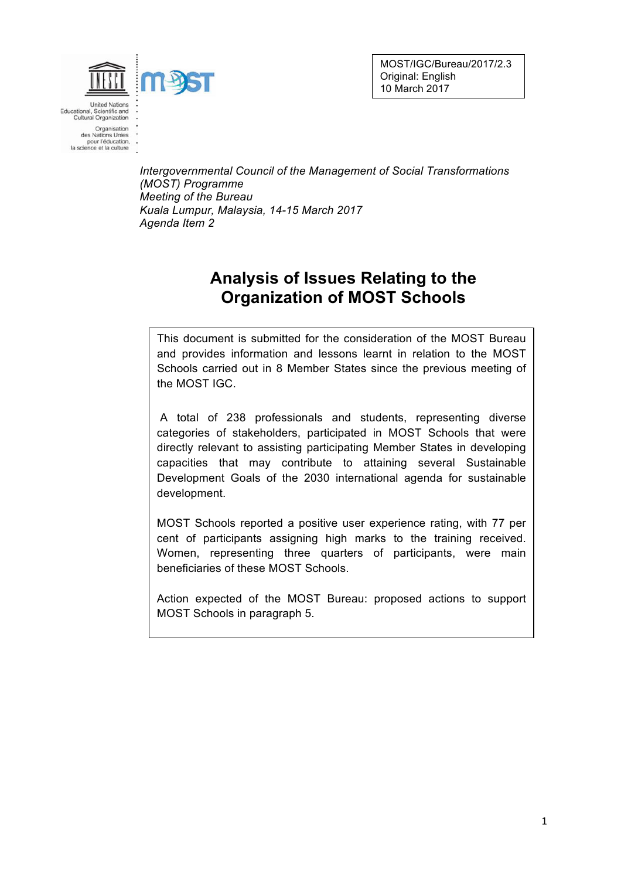MOST/IGC/Bureau/2017/2.3
Original: English
10 March 2017

*Intergovernmental Council of the Management of Social Transformations (MOST) Programme*
*Meeting of the Bureau*
*Kuala Lumpur, Malaysia, 14-15 March 2017*
*Agenda Item 2*

# Analysis of Issues Relating to the Organization of MOST Schools

This document is submitted for the consideration of the MOST Bureau and provides information and lessons learnt in relation to the MOST Schools carried out in 8 Member States since the previous meeting of the MOST IGC.

A total of 238 professionals and students, representing diverse categories of stakeholders, participated in MOST Schools that were directly relevant to assisting participating Member States in developing capacities that may contribute to attaining several Sustainable Development Goals of the 2030 international agenda for sustainable development.

MOST Schools reported a positive user experience rating, with 77 per cent of participants assigning high marks to the training received. Women, representing three quarters of participants, were main beneficiaries of these MOST Schools.

Action expected of the MOST Bureau: proposed actions to support MOST Schools in paragraph 5.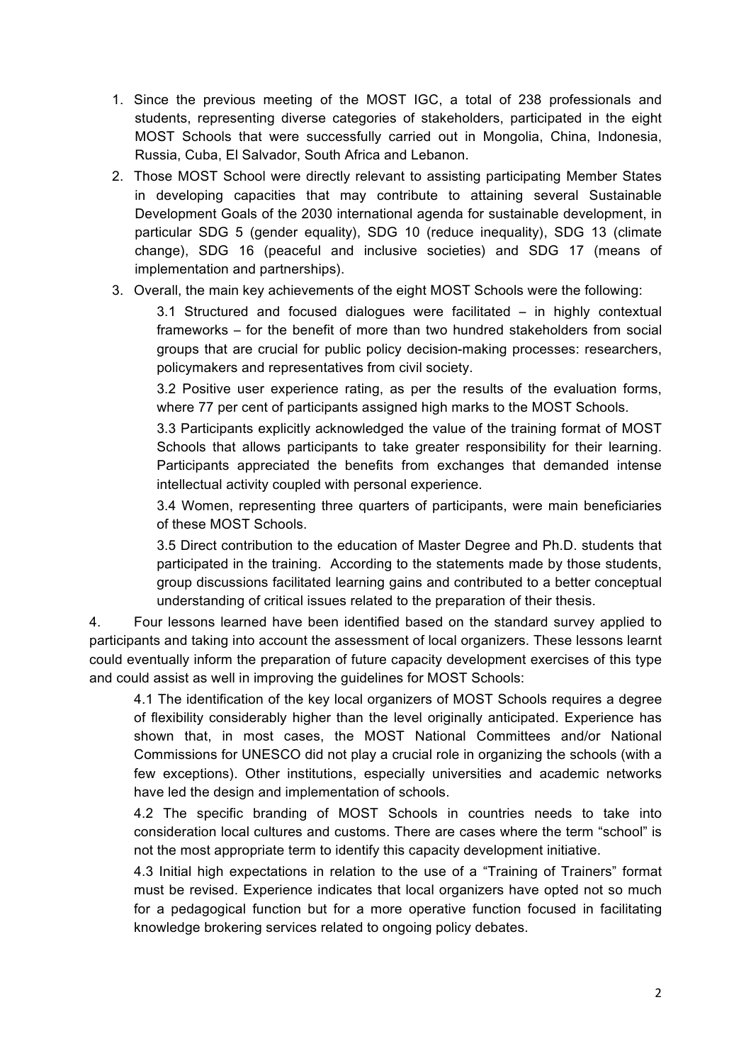1. Since the previous meeting of the MOST IGC, a total of 238 professionals and students, representing diverse categories of stakeholders, participated in the eight MOST Schools that were successfully carried out in Mongolia, China, Indonesia, Russia, Cuba, El Salvador, South Africa and Lebanon.
2. Those MOST School were directly relevant to assisting participating Member States in developing capacities that may contribute to attaining several Sustainable Development Goals of the 2030 international agenda for sustainable development, in particular SDG 5 (gender equality), SDG 10 (reduce inequality), SDG 13 (climate change), SDG 16 (peaceful and inclusive societies) and SDG 17 (means of implementation and partnerships).
3. Overall, the main key achievements of the eight MOST Schools were the following:

   3.1 Structured and focused dialogues were facilitated – in highly contextual frameworks – for the benefit of more than two hundred stakeholders from social groups that are crucial for public policy decision-making processes: researchers, policymakers and representatives from civil society.

   3.2 Positive user experience rating, as per the results of the evaluation forms, where 77 per cent of participants assigned high marks to the MOST Schools.

   3.3 Participants explicitly acknowledged the value of the training format of MOST Schools that allows participants to take greater responsibility for their learning. Participants appreciated the benefits from exchanges that demanded intense intellectual activity coupled with personal experience.

   3.4 Women, representing three quarters of participants, were main beneficiaries of these MOST Schools.

   3.5 Direct contribution to the education of Master Degree and Ph.D. students that participated in the training. According to the statements made by those students, group discussions facilitated learning gains and contributed to a better conceptual understanding of critical issues related to the preparation of their thesis.

4. Four lessons learned have been identified based on the standard survey applied to participants and taking into account the assessment of local organizers. These lessons learnt could eventually inform the preparation of future capacity development exercises of this type and could assist as well in improving the guidelines for MOST Schools:

   4.1 The identification of the key local organizers of MOST Schools requires a degree of flexibility considerably higher than the level originally anticipated. Experience has shown that, in most cases, the MOST National Committees and/or National Commissions for UNESCO did not play a crucial role in organizing the schools (with a few exceptions). Other institutions, especially universities and academic networks have led the design and implementation of schools.

   4.2 The specific branding of MOST Schools in countries needs to take into consideration local cultures and customs. There are cases where the term "school" is not the most appropriate term to identify this capacity development initiative.

   4.3 Initial high expectations in relation to the use of a "Training of Trainers" format must be revised. Experience indicates that local organizers have opted not so much for a pedagogical function but for a more operative function focused in facilitating knowledge brokering services related to ongoing policy debates.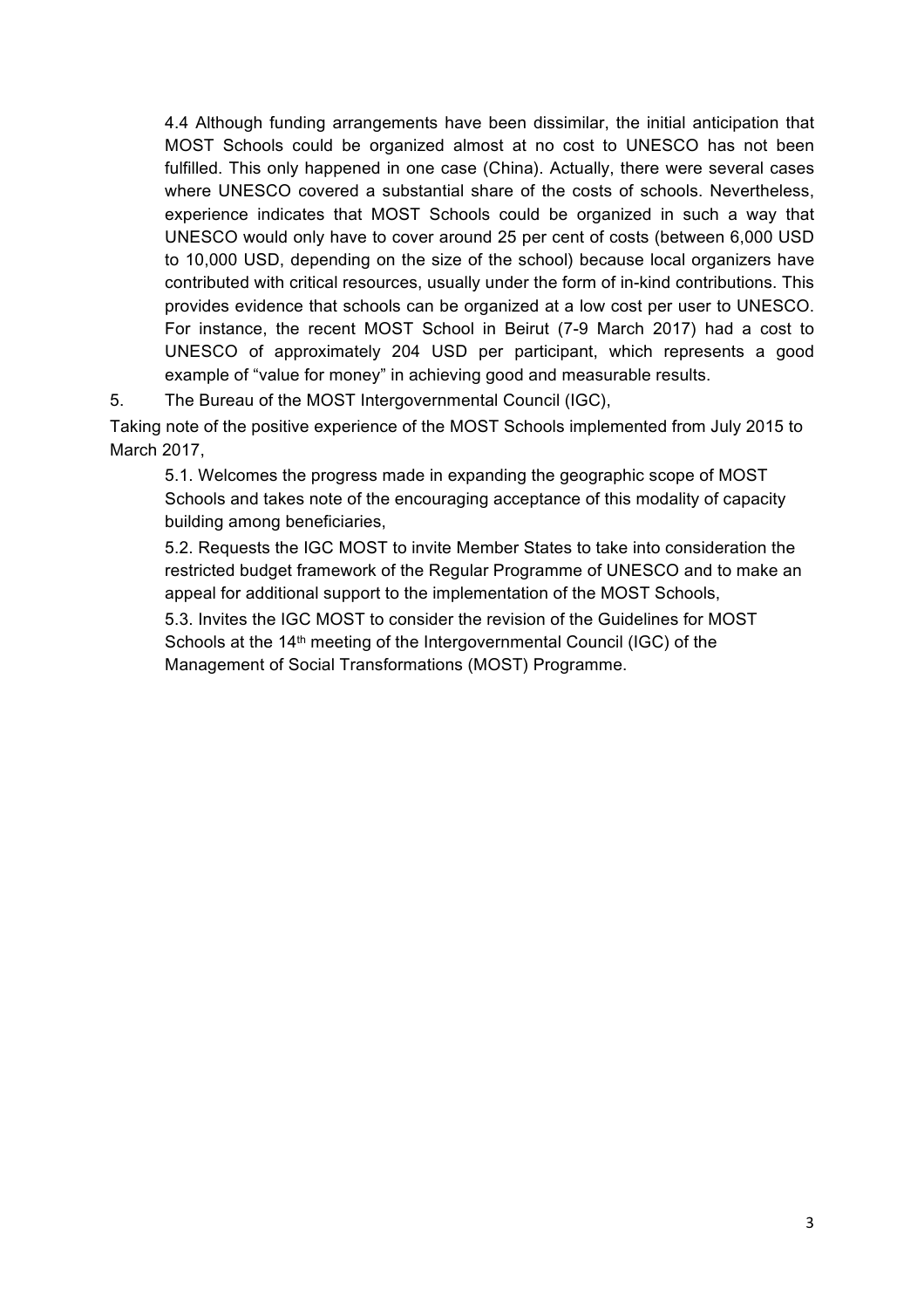4.4 Although funding arrangements have been dissimilar, the initial anticipation that MOST Schools could be organized almost at no cost to UNESCO has not been fulfilled. This only happened in one case (China). Actually, there were several cases where UNESCO covered a substantial share of the costs of schools. Nevertheless, experience indicates that MOST Schools could be organized in such a way that UNESCO would only have to cover around 25 per cent of costs (between 6,000 USD to 10,000 USD, depending on the size of the school) because local organizers have contributed with critical resources, usually under the form of in-kind contributions. This provides evidence that schools can be organized at a low cost per user to UNESCO. For instance, the recent MOST School in Beirut (7-9 March 2017) had a cost to UNESCO of approximately 204 USD per participant, which represents a good example of "value for money" in achieving good and measurable results.

5. The Bureau of the MOST Intergovernmental Council (IGC),

Taking note of the positive experience of the MOST Schools implemented from July 2015 to March 2017,

5.1. Welcomes the progress made in expanding the geographic scope of MOST Schools and takes note of the encouraging acceptance of this modality of capacity building among beneficiaries,

5.2. Requests the IGC MOST to invite Member States to take into consideration the restricted budget framework of the Regular Programme of UNESCO and to make an appeal for additional support to the implementation of the MOST Schools,

5.3. Invites the IGC MOST to consider the revision of the Guidelines for MOST Schools at the 14th meeting of the Intergovernmental Council (IGC) of the Management of Social Transformations (MOST) Programme.